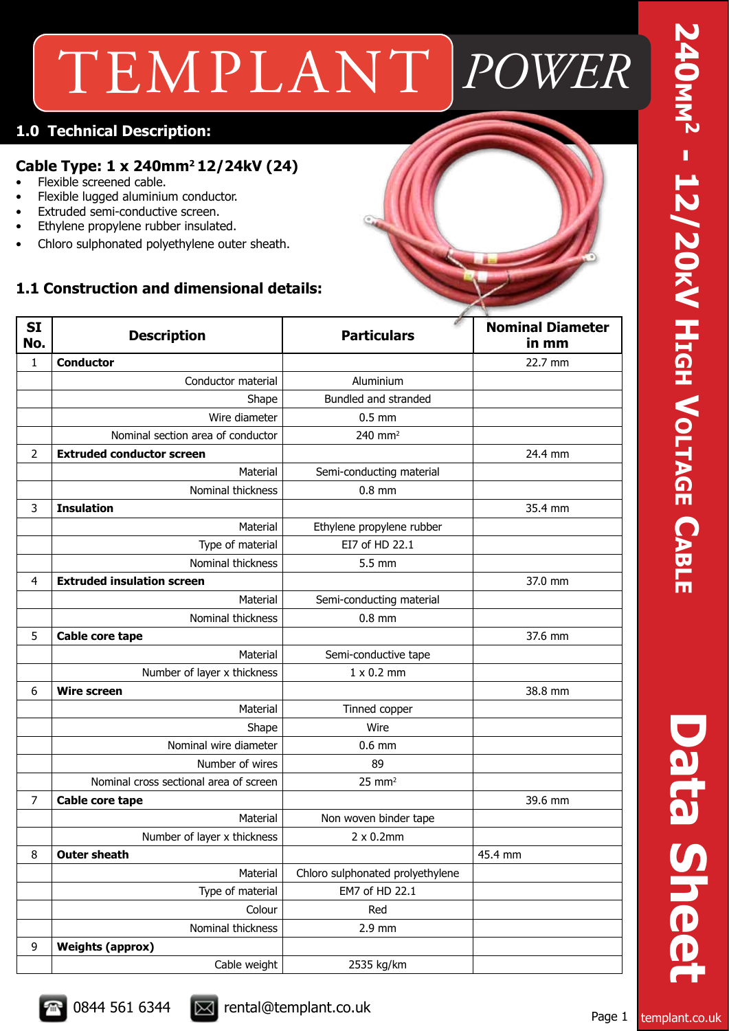# TEMPLANT POWER

## 240mm$^2$ - 12/20kV High Voltage Cable Data Sheet

## 1.0 Technical Description:

### Cable Type: 1 x 240mm$^2$ 12/24kV (24)

- Flexible screened cable.
- Flexible lugged aluminium conductor.
- Extruded semi-conductive screen.
- Ethylene propylene rubber insulated.
- Chloro sulphonated polyethylene outer sheath.

## 1.1 Construction and dimensional details:

| SI No. | Description | Particulars | Nominal Diameter in mm |
|---|---|---|---|
| 1 | **Conductor** | | 22.7 mm |
| | Conductor material | Aluminium | |
| | Shape | Bundled and stranded | |
| | Wire diameter | 0.5 mm | |
| | Nominal section area of conductor | 240 mm$^2$ | |
| 2 | **Extruded conductor screen** | | 24.4 mm |
| | Material | Semi-conducting material | |
| | Nominal thickness | 0.8 mm | |
| 3 | **Insulation** | | 35.4 mm |
| | Material | Ethylene propylene rubber | |
| | Type of material | EI7 of HD 22.1 | |
| | Nominal thickness | 5.5 mm | |
| 4 | **Extruded insulation screen** | | 37.0 mm |
| | Material | Semi-conducting material | |
| | Nominal thickness | 0.8 mm | |
| 5 | **Cable core tape** | | 37.6 mm |
| | Material | Semi-conductive tape | |
| | Number of layer x thickness | 1 x 0.2 mm | |
| 6 | **Wire screen** | | 38.8 mm |
| | Material | Tinned copper | |
| | Shape | Wire | |
| | Nominal wire diameter | 0.6 mm | |
| | Number of wires | 89 | |
| | Nominal cross sectional area of screen | 25 mm$^2$ | |
| 7 | **Cable core tape** | | 39.6 mm |
| | Material | Non woven binder tape | |
| | Number of layer x thickness | 2 x 0.2mm | |
| 8 | **Outer sheath** | | 45.4 mm |
| | Material | Chloro sulphonated prolyethylene | |
| | Type of material | EM7 of HD 22.1 | |
| | Colour | Red | |
| | Nominal thickness | 2.9 mm | |
| 9 | **Weights (approx)** | | |
| | Cable weight | 2535 kg/km | |

0844 561 6344 rental@templant.co.uk

templant.co.uk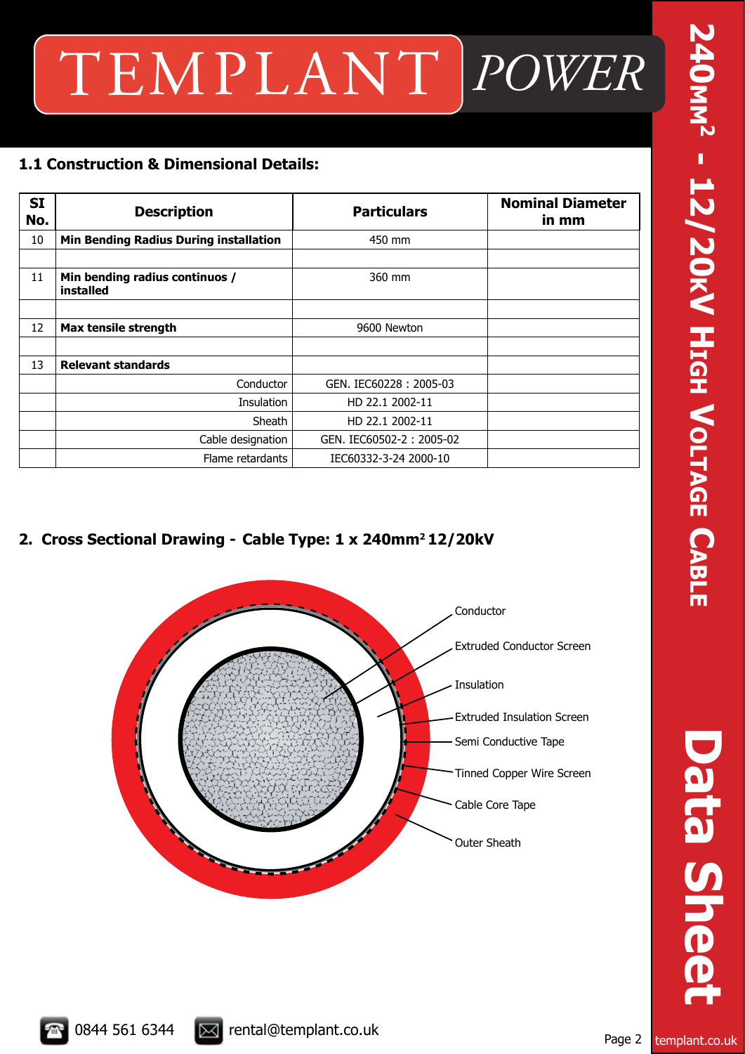# TEMPLANT POWER

## 240mm² - 12/20kV High Voltage Cable Data Sheet

### 1.1 Construction & Dimensional Details:

| SI No. | Description | Particulars | Nominal Diameter in mm |
|---|---|---|---|
| 10 | **Min Bending Radius During installation** | 450 mm | |
| | | | |
| 11 | **Min bending radius continuos / installed** | 360 mm | |
| | | | |
| 12 | **Max tensile strength** | 9600 Newton | |
| | | | |
| 13 | **Relevant standards** | | |
| | Conductor | GEN. IEC60228 : 2005-03 | |
| | Insulation | HD 22.1 2002-11 | |
| | Sheath | HD 22.1 2002-11 | |
| | Cable designation | GEN. IEC60502-2 : 2005-02 | |
| | Flame retardants | IEC60332-3-24 2000-10 | |

### 2. Cross Sectional Drawing - Cable Type: 1 x 240mm² 12/20kV

- Conductor
- Extruded Conductor Screen
- Insulation
- Extruded Insulation Screen
- Semi Conductive Tape
- Tinned Copper Wire Screen
- Cable Core Tape
- Outer Sheath

0844 561 6344 rental@templant.co.uk

templant.co.uk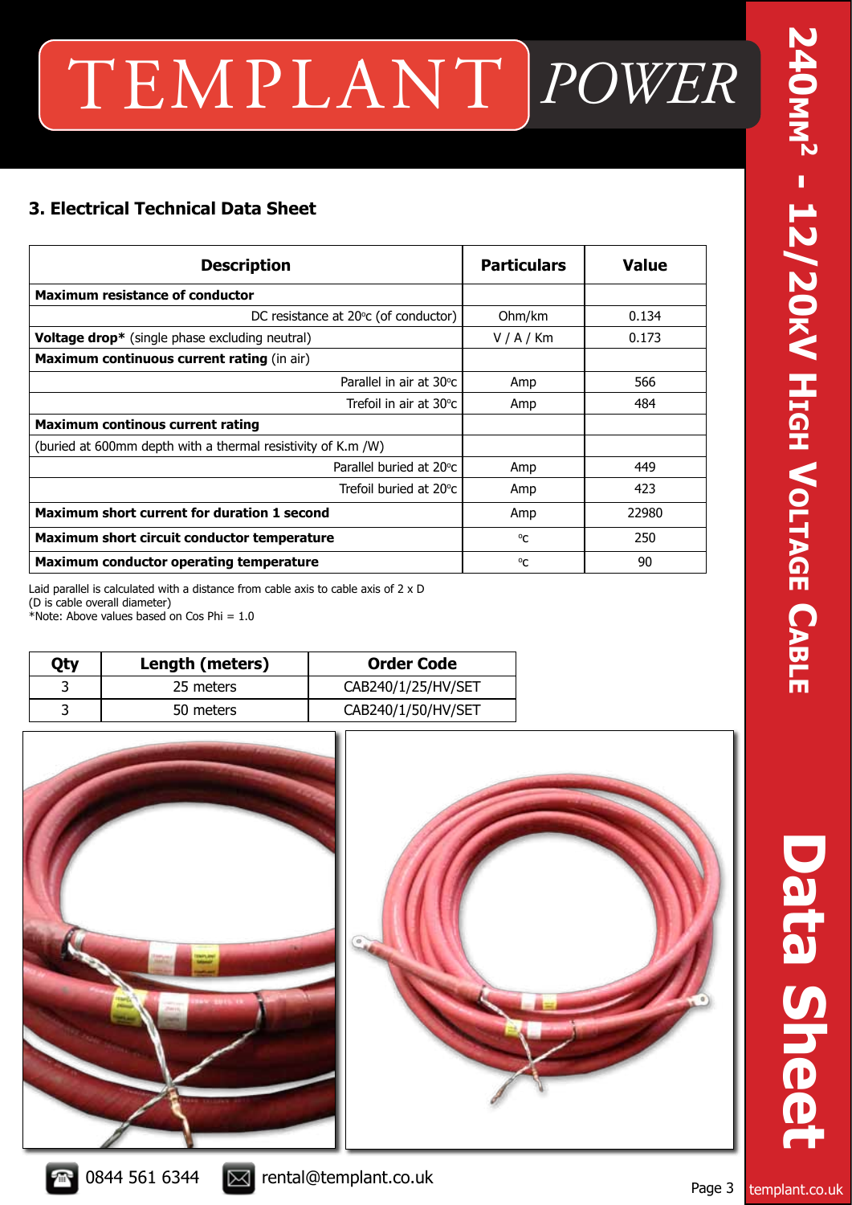## 3. Electrical Technical Data Sheet

| Description | Particulars | Value |
|---|---|---|
| **Maximum resistance of conductor** | | |
| DC resistance at 20°c (of conductor) | Ohm/km | 0.134 |
| **Voltage drop*** (single phase excluding neutral) | V / A / Km | 0.173 |
| **Maximum continuous current rating** (in air) | | |
| Parallel in air at 30°c | Amp | 566 |
| Trefoil in air at 30°c | Amp | 484 |
| **Maximum continous current rating** | | |
| (buried at 600mm depth with a thermal resistivity of K.m /W) | | |
| Parallel buried at 20°c | Amp | 449 |
| Trefoil buried at 20°c | Amp | 423 |
| **Maximum short current for duration 1 second** | Amp | 22980 |
| **Maximum short circuit conductor temperature** | °C | 250 |
| **Maximum conductor operating temperature** | °C | 90 |

Laid parallel is calculated with a distance from cable axis to cable axis of 2 x D
(D is cable overall diameter)
*Note: Above values based on Cos Phi = 1.0

| Qty | Length (meters) | Order Code |
|---|---|---|
| 3 | 25 meters | CAB240/1/25/HV/SET |
| 3 | 50 meters | CAB240/1/50/HV/SET |

0844 561 6344 rental@templant.co.uk